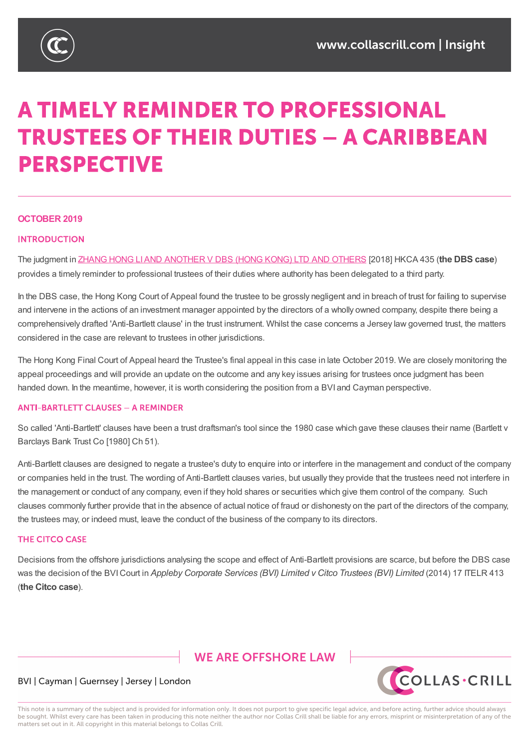# A TIMELY REMINDER TO PROFESSIONAL TRUSTEES OF THEIR DUTIES – A CARIBBEAN PERSPECTIVE

**OCTOBER 2019**

## INTRODUCTION

The judgment in ZHANG HONG LI AND ANOTHER V DBS (HONG KONG) LTD AND OTHERS [2018] HKCA 435 (**the DBS case**) provides a timely reminder to professional trustees of their duties where authority has been delegated to a third party.

In the DBS case, the Hong Kong Court of Appeal found the trustee to be grossly negligent and in breach of trust for failing to supervise and intervene in the actions of an investment manager appointed by the directors of a wholly owned company, despite there being a comprehensively drafted 'Anti-Bartlett clause' in the trust instrument. Whilst the case concerns a Jersey law governed trust, the matters considered in the case are relevant to trustees in other jurisdictions.

The Hong Kong Final Court of Appeal heard the Trustee's final appeal in this case in late October 2019. We are closely monitoring the appeal proceedings and will provide an update on the outcome and any key issues arising for trustees once judgment has been handed down. In the meantime, however, it is worth considering the position from a BVI and Cayman perspective.

## ANTI-BARTLETT CLAUSES – A REMINDER

So called 'Anti-Bartlett' clauses have been a trust draftsman's tool since the 1980 case which gave these clauses their name (Bartlett v Barclays Bank Trust Co [1980] Ch 51).

Anti-Bartlett clauses are designed to negate a trustee's duty to enquire into or interfere in the management and conduct of the company or companies held in the trust. The wording of Anti-Bartlett clauses varies, but usually they provide that the trustees need not interfere in the management or conduct of any company, even if they hold shares or securities which give them control of the company. Such clauses commonly further provide that in the absence of actual notice of fraud or dishonesty on the part of the directors of the company, the trustees may, or indeed must, leave the conduct of the business of the company to its directors.

## THE CITCO CASE

Decisions from the offshore jurisdictions analysing the scope and effect of Anti-Bartlett provisions are scarce, but before the DBS case was the decision of the BVI Court in *Appleby Corporate Services (BVI) Limited v Citco Trustees (BVI) Limited* (2014) 17 ITELR 413 (**the Citco case**).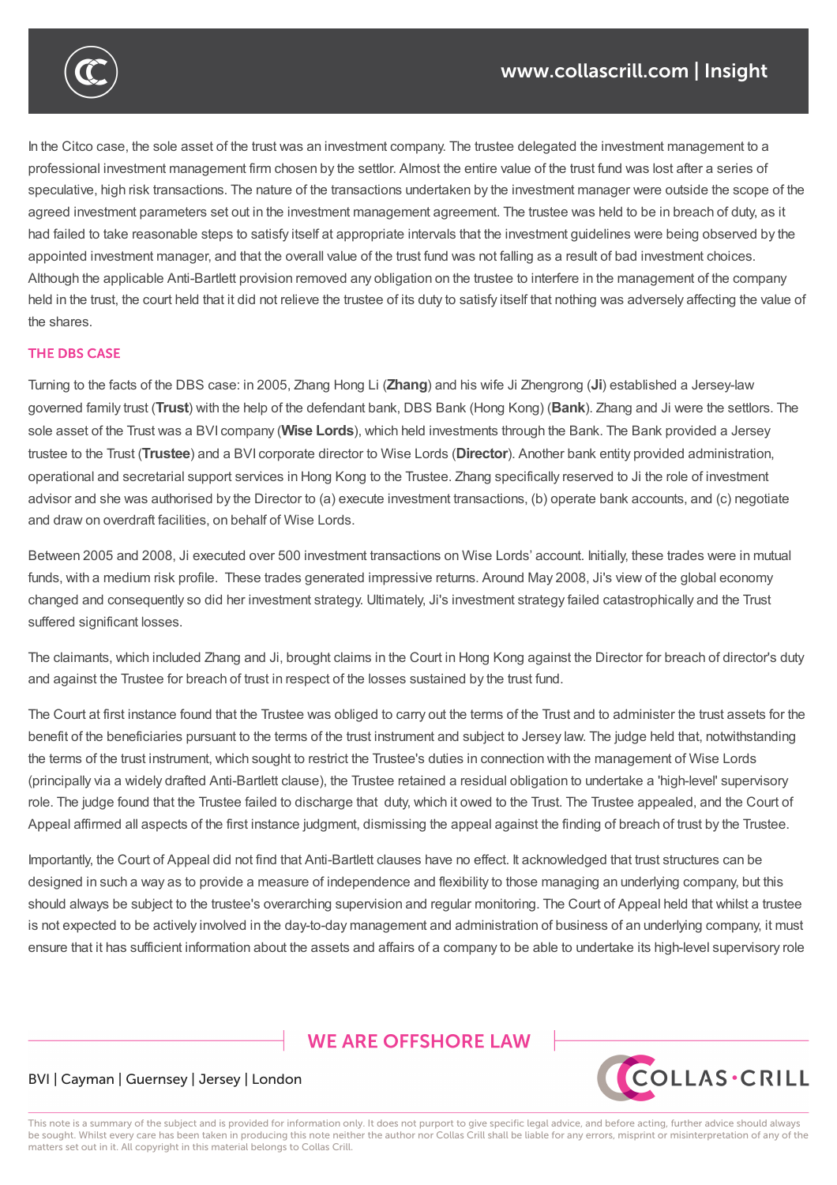In the Citco case, the sole asset of the trust was an investment company. The trustee delegated the investment management to a professional investment management firm chosen by the settlor. Almost the entire value of the trust fund was lost after a series of speculative, high risk transactions. The nature of the transactions undertaken by the investment manager were outside the scope of the agreed investment parameters set out in the investment management agreement. The trustee was held to be in breach of duty, as it had failed to take reasonable steps to satisfy itself at appropriate intervals that the investment guidelines were being observed by the appointed investment manager, and that the overall value of the trust fund was not falling as a result of bad investment choices. Although the applicable Anti-Bartlett provision removed any obligation on the trustee to interfere in the management of the company held in the trust, the court held that it did not relieve the trustee of its duty to satisfy itself that nothing was adversely affecting the value of the shares.

## THE DBS CASE

Turning to the facts of the DBS case: in 2005, Zhang Hong Li (**Zhang**) and his wife Ji Zhengrong (**Ji**) established a Jersey-law governed family trust (**Trust**) with the help of the defendant bank, DBS Bank (Hong Kong) (**Bank**). Zhang and Ji were the settlors. The sole asset of the Trust was a BVI company (**Wise Lords**), which held investments through the Bank. The Bank provided a Jersey trustee to the Trust (**Trustee**) and a BVI corporate director to Wise Lords (**Director**). Another bank entity provided administration, operational and secretarial support services in Hong Kong to the Trustee. Zhang specifically reserved to Ji the role of investment advisor and she was authorised by the Director to (a) execute investment transactions, (b) operate bank accounts, and (c) negotiate and draw on overdraft facilities, on behalf of Wise Lords.

Between 2005 and 2008, Ji executed over 500 investment transactions on Wise Lords' account. Initially, these trades were in mutual funds, with a medium risk profile. These trades generated impressive returns. Around May 2008, Ji's view of the global economy changed and consequently so did her investment strategy. Ultimately, Ji's investment strategy failed catastrophically and the Trust suffered significant losses.

The claimants, which included Zhang and Ji, brought claims in the Court in Hong Kong against the Director for breach of director's duty and against the Trustee for breach of trust in respect of the losses sustained by the trust fund.

The Court at first instance found that the Trustee was obliged to carry out the terms of the Trust and to administer the trust assets for the benefit of the beneficiaries pursuant to the terms of the trust instrument and subject to Jersey law. The judge held that, notwithstanding the terms of the trust instrument, which sought to restrict the Trustee's duties in connection with the management of Wise Lords (principally via a widely drafted Anti-Bartlett clause), the Trustee retained a residual obligation to undertake a 'high-level' supervisory role. The judge found that the Trustee failed to discharge that duty, which it owed to the Trust. The Trustee appealed, and the Court of Appeal affirmed all aspects of the first instance judgment, dismissing the appeal against the finding of breach of trust by the Trustee.

Importantly, the Court of Appeal did not find that Anti-Bartlett clauses have no effect. It acknowledged that trust structures can be designed in such a way as to provide a measure of independence and flexibility to those managing an underlying company, but this should always be subject to the trustee's overarching supervision and regular monitoring. The Court of Appeal held that whilst a trustee is not expected to be actively involved in the day-to-day management and administration of business of an underlying company, it must ensure that it has sufficient information about the assets and affairs of a company to be able to undertake its high-level supervisory role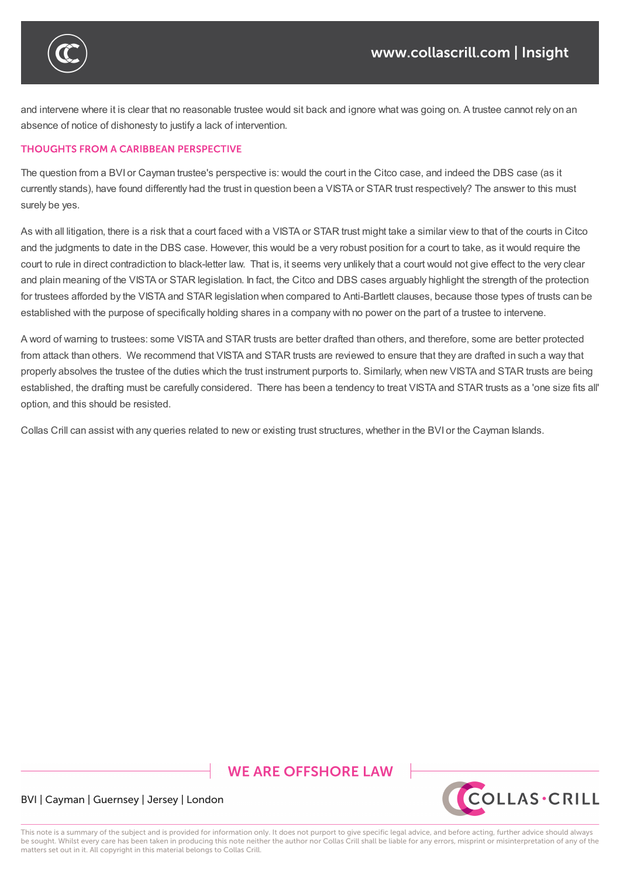and intervene where it is clear that no reasonable trustee would sit back and ignore what was going on. A trustee cannot rely on an absence of notice of dishonesty to justify a lack of intervention.

## THOUGHTS FROM A CARIBBEAN PERSPECTIVE

The question from a BVI or Cayman trustee's perspective is: would the court in the Citco case, and indeed the DBS case (as it currently stands), have found differently had the trust in question been a VISTA or STAR trust respectively? The answer to this must surely be yes.

As with all litigation, there is a risk that a court faced with a VISTA or STAR trust might take a similar view to that of the courts in Citco and the judgments to date in the DBS case. However, this would be a very robust position for a court to take, as it would require the court to rule in direct contradiction to black-letter law. That is, it seems very unlikely that a court would not give effect to the very clear and plain meaning of the VISTA or STAR legislation. In fact, the Citco and DBS cases arguably highlight the strength of the protection for trustees afforded by the VISTA and STAR legislation when compared to Anti-Bartlett clauses, because those types of trusts can be established with the purpose of specifically holding shares in a company with no power on the part of a trustee to intervene.

A word of warning to trustees: some VISTA and STAR trusts are better drafted than others, and therefore, some are better protected from attack than others. We recommend that VISTA and STAR trusts are reviewed to ensure that they are drafted in such a way that properly absolves the trustee of the duties which the trust instrument purports to. Similarly, when new VISTA and STAR trusts are being established, the drafting must be carefully considered. There has been a tendency to treat VISTA and STAR trusts as a 'one size fits all' option, and this should be resisted.

Collas Crill can assist with any queries related to new or existing trust structures, whether in the BVI or the Cayman Islands.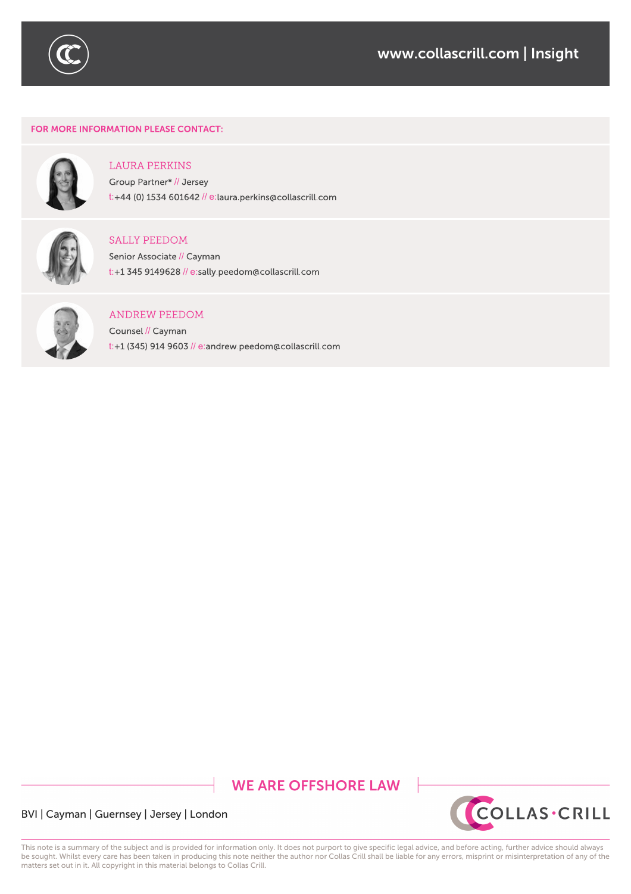FOR MORE INFORMATION PLEASE CONTACT:

LAURA PERKINS
Group Partner* // Jersey
t:+44 (0) 1534 601642 // e:laura.perkins@collascrill.com

SALLY PEEDOM
Senior Associate // Cayman
t:+1 345 9149628 // e:sally.peedom@collascrill.com

ANDREW PEEDOM
Counsel // Cayman
t:+1 (345) 914 9603 // e:andrew.peedom@collascrill.com

WE ARE OFFSHORE LAW

BVI | Cayman | Guernsey | Jersey | London

COLLAS·CRILL

This note is a summary of the subject and is provided for information only. It does not purport to give specific legal advice, and before acting, further advice should always be sought. Whilst every care has been taken in producing this note neither the author nor Collas Crill shall be liable for any errors, misprint or misinterpretation of any of the matters set out in it. All copyright in this material belongs to Collas Crill.